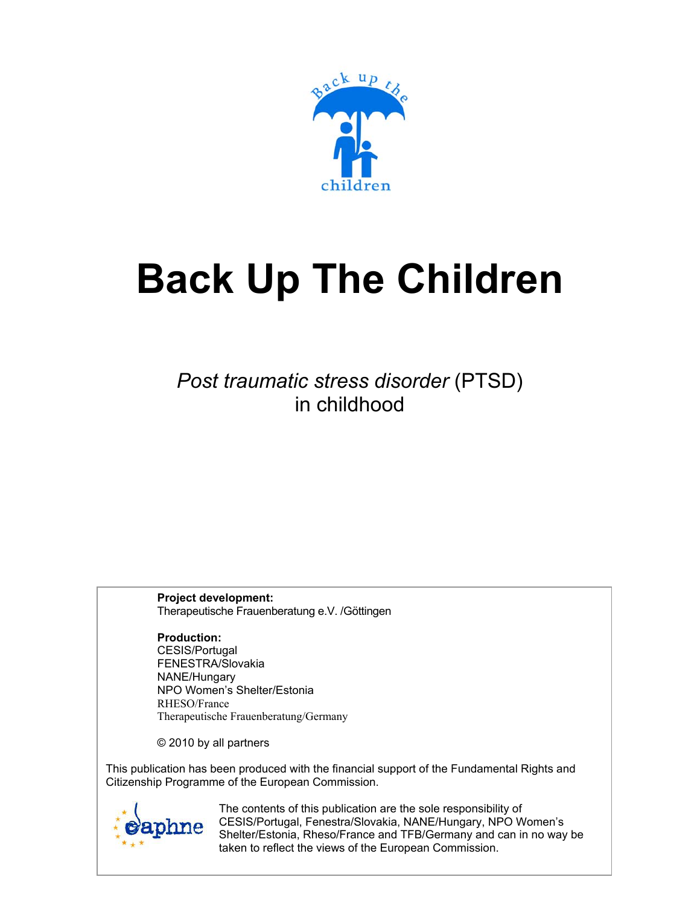# Back Up The Children

*Post traumatic stress disorder* (PTSD)
in childhood

**Project development:**
Therapeutische Frauenberatung e.V. /Göttingen

**Production:**
CESIS/Portugal
FENESTRA/Slovakia
NANE/Hungary
NPO Women's Shelter/Estonia
RHESO/France
Therapeutische Frauenberatung/Germany

© 2010 by all partners

This publication has been produced with the financial support of the Fundamental Rights and Citizenship Programme of the European Commission.

The contents of this publication are the sole responsibility of CESIS/Portugal, Fenestra/Slovakia, NANE/Hungary, NPO Women's Shelter/Estonia, Rheso/France and TFB/Germany and can in no way be taken to reflect the views of the European Commission.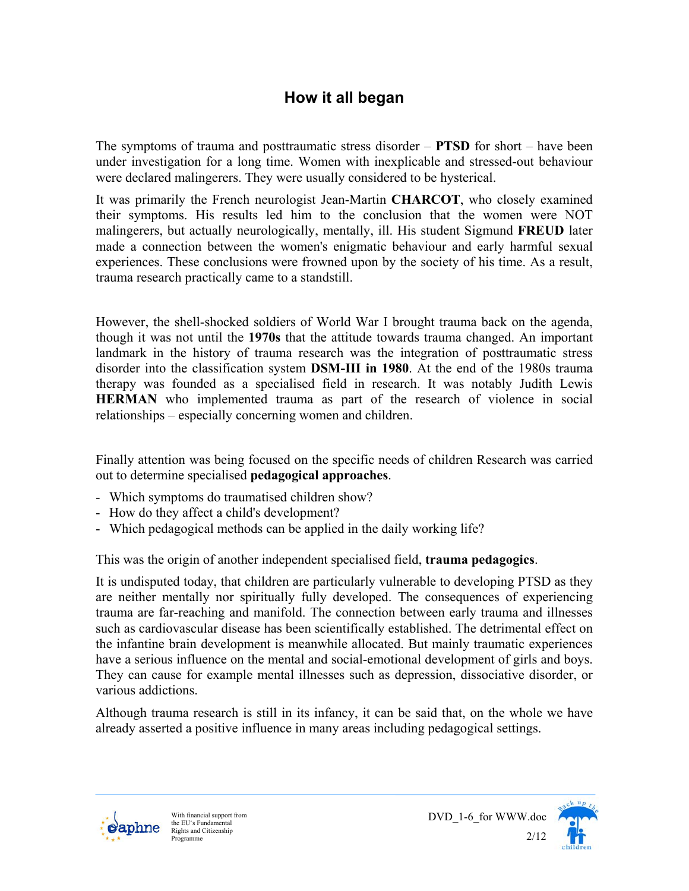# How it all began

The symptoms of trauma and posttraumatic stress disorder – **PTSD** for short – have been under investigation for a long time. Women with inexplicable and stressed-out behaviour were declared malingerers. They were usually considered to be hysterical.

It was primarily the French neurologist Jean-Martin **CHARCOT**, who closely examined their symptoms. His results led him to the conclusion that the women were NOT malingerers, but actually neurologically, mentally, ill. His student Sigmund **FREUD** later made a connection between the women's enigmatic behaviour and early harmful sexual experiences. These conclusions were frowned upon by the society of his time. As a result, trauma research practically came to a standstill.

However, the shell-shocked soldiers of World War I brought trauma back on the agenda, though it was not until the **1970s** that the attitude towards trauma changed. An important landmark in the history of trauma research was the integration of posttraumatic stress disorder into the classification system **DSM-III in 1980**. At the end of the 1980s trauma therapy was founded as a specialised field in research. It was notably Judith Lewis **HERMAN** who implemented trauma as part of the research of violence in social relationships – especially concerning women and children.

Finally attention was being focused on the specific needs of children Research was carried out to determine specialised **pedagogical approaches**.

- Which symptoms do traumatised children show?
- How do they affect a child's development?
- Which pedagogical methods can be applied in the daily working life?

This was the origin of another independent specialised field, **trauma pedagogics**.

It is undisputed today, that children are particularly vulnerable to developing PTSD as they are neither mentally nor spiritually fully developed. The consequences of experiencing trauma are far-reaching and manifold. The connection between early trauma and illnesses such as cardiovascular disease has been scientifically established. The detrimental effect on the infantine brain development is meanwhile allocated. But mainly traumatic experiences have a serious influence on the mental and social-emotional development of girls and boys. They can cause for example mental illnesses such as depression, dissociative disorder, or various addictions.

Although trauma research is still in its infancy, it can be said that, on the whole we have already asserted a positive influence in many areas including pedagogical settings.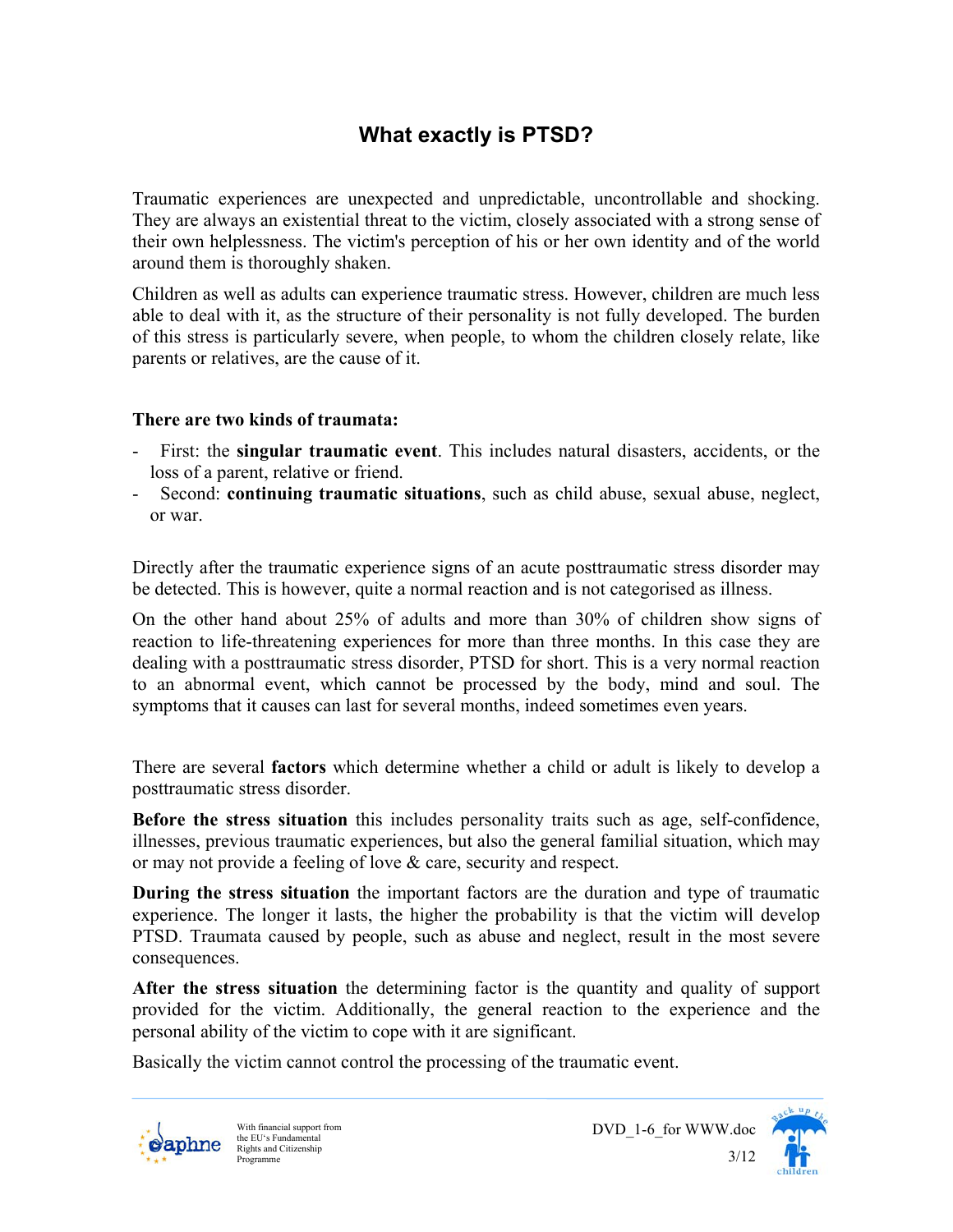# What exactly is PTSD?

Traumatic experiences are unexpected and unpredictable, uncontrollable and shocking. They are always an existential threat to the victim, closely associated with a strong sense of their own helplessness. The victim's perception of his or her own identity and of the world around them is thoroughly shaken.

Children as well as adults can experience traumatic stress. However, children are much less able to deal with it, as the structure of their personality is not fully developed. The burden of this stress is particularly severe, when people, to whom the children closely relate, like parents or relatives, are the cause of it.

**There are two kinds of traumata:**

- First: the **singular traumatic event**. This includes natural disasters, accidents, or the loss of a parent, relative or friend.
- Second: **continuing traumatic situations**, such as child abuse, sexual abuse, neglect, or war.

Directly after the traumatic experience signs of an acute posttraumatic stress disorder may be detected. This is however, quite a normal reaction and is not categorised as illness.

On the other hand about 25% of adults and more than 30% of children show signs of reaction to life-threatening experiences for more than three months. In this case they are dealing with a posttraumatic stress disorder, PTSD for short. This is a very normal reaction to an abnormal event, which cannot be processed by the body, mind and soul. The symptoms that it causes can last for several months, indeed sometimes even years.

There are several **factors** which determine whether a child or adult is likely to develop a posttraumatic stress disorder.

**Before the stress situation** this includes personality traits such as age, self-confidence, illnesses, previous traumatic experiences, but also the general familial situation, which may or may not provide a feeling of love & care, security and respect.

**During the stress situation** the important factors are the duration and type of traumatic experience. The longer it lasts, the higher the probability is that the victim will develop PTSD. Traumata caused by people, such as abuse and neglect, result in the most severe consequences.

**After the stress situation** the determining factor is the quantity and quality of support provided for the victim. Additionally, the general reaction to the experience and the personal ability of the victim to cope with it are significant.

Basically the victim cannot control the processing of the traumatic event.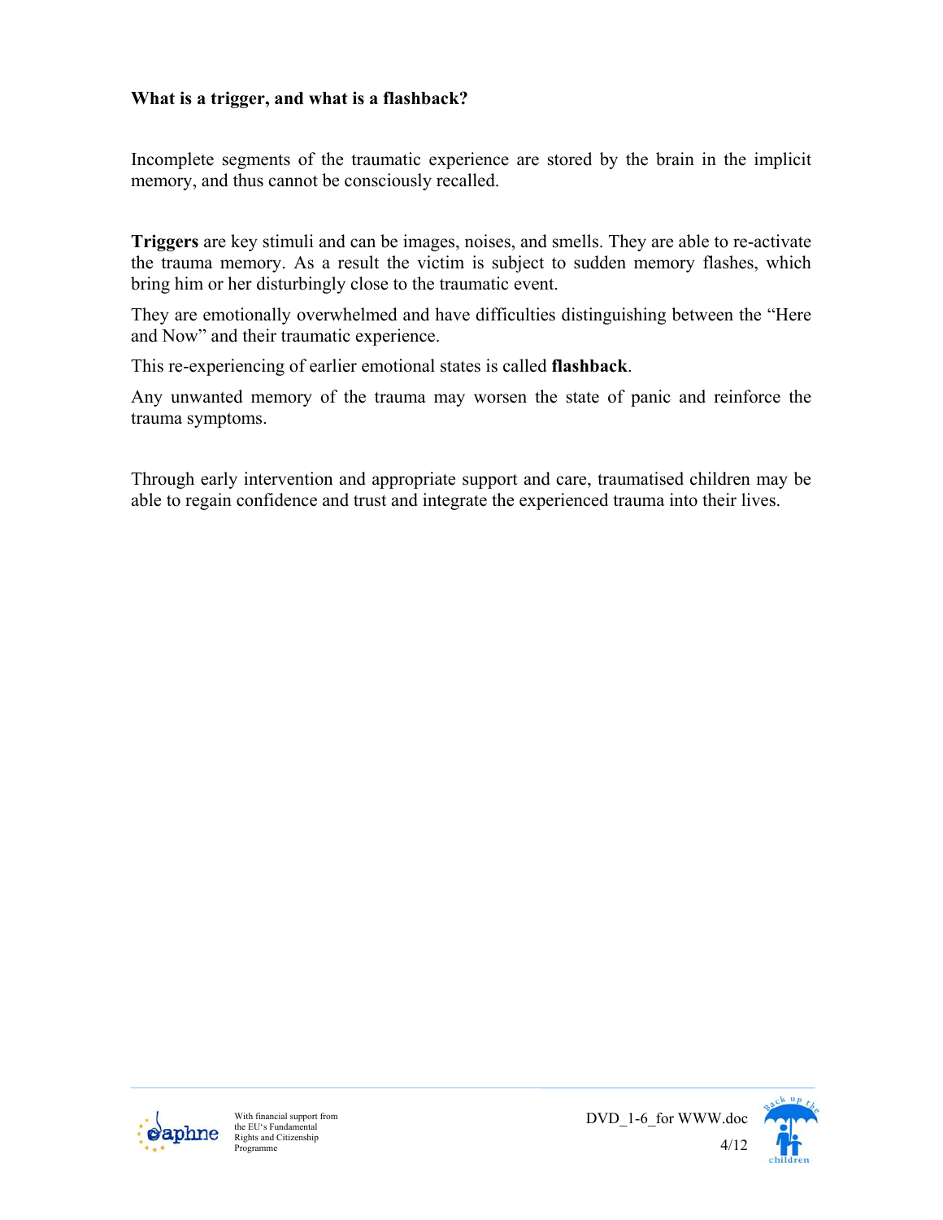**What is a trigger, and what is a flashback?**

Incomplete segments of the traumatic experience are stored by the brain in the implicit memory, and thus cannot be consciously recalled.

**Triggers** are key stimuli and can be images, noises, and smells. They are able to re-activate the trauma memory. As a result the victim is subject to sudden memory flashes, which bring him or her disturbingly close to the traumatic event.

They are emotionally overwhelmed and have difficulties distinguishing between the "Here and Now" and their traumatic experience.

This re-experiencing of earlier emotional states is called **flashback**.

Any unwanted memory of the trauma may worsen the state of panic and reinforce the trauma symptoms.

Through early intervention and appropriate support and care, traumatised children may be able to regain confidence and trust and integrate the experienced trauma into their lives.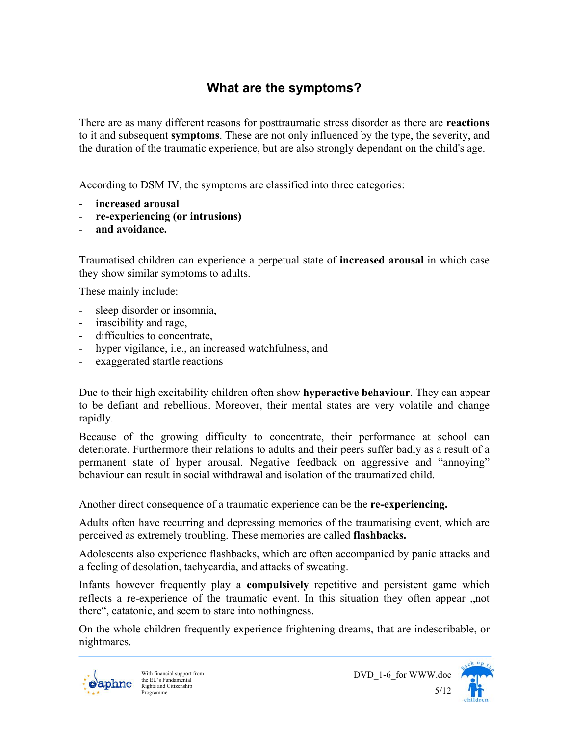## What are the symptoms?

There are as many different reasons for posttraumatic stress disorder as there are **reactions** to it and subsequent **symptoms**. These are not only influenced by the type, the severity, and the duration of the traumatic experience, but are also strongly dependant on the child's age.

According to DSM IV, the symptoms are classified into three categories:

- **increased arousal**
- **re-experiencing (or intrusions)**
- **and avoidance.**

Traumatised children can experience a perpetual state of **increased arousal** in which case they show similar symptoms to adults.

These mainly include:

- sleep disorder or insomnia,
- irascibility and rage,
- difficulties to concentrate,
- hyper vigilance, i.e., an increased watchfulness, and
- exaggerated startle reactions

Due to their high excitability children often show **hyperactive behaviour**. They can appear to be defiant and rebellious. Moreover, their mental states are very volatile and change rapidly.

Because of the growing difficulty to concentrate, their performance at school can deteriorate. Furthermore their relations to adults and their peers suffer badly as a result of a permanent state of hyper arousal. Negative feedback on aggressive and "annoying" behaviour can result in social withdrawal and isolation of the traumatized child.

Another direct consequence of a traumatic experience can be the **re-experiencing.**

Adults often have recurring and depressing memories of the traumatising event, which are perceived as extremely troubling. These memories are called **flashbacks.**

Adolescents also experience flashbacks, which are often accompanied by panic attacks and a feeling of desolation, tachycardia, and attacks of sweating.

Infants however frequently play a **compulsively** repetitive and persistent game which reflects a re-experience of the traumatic event. In this situation they often appear „not there", catatonic, and seem to stare into nothingness.

On the whole children frequently experience frightening dreams, that are indescribable, or nightmares.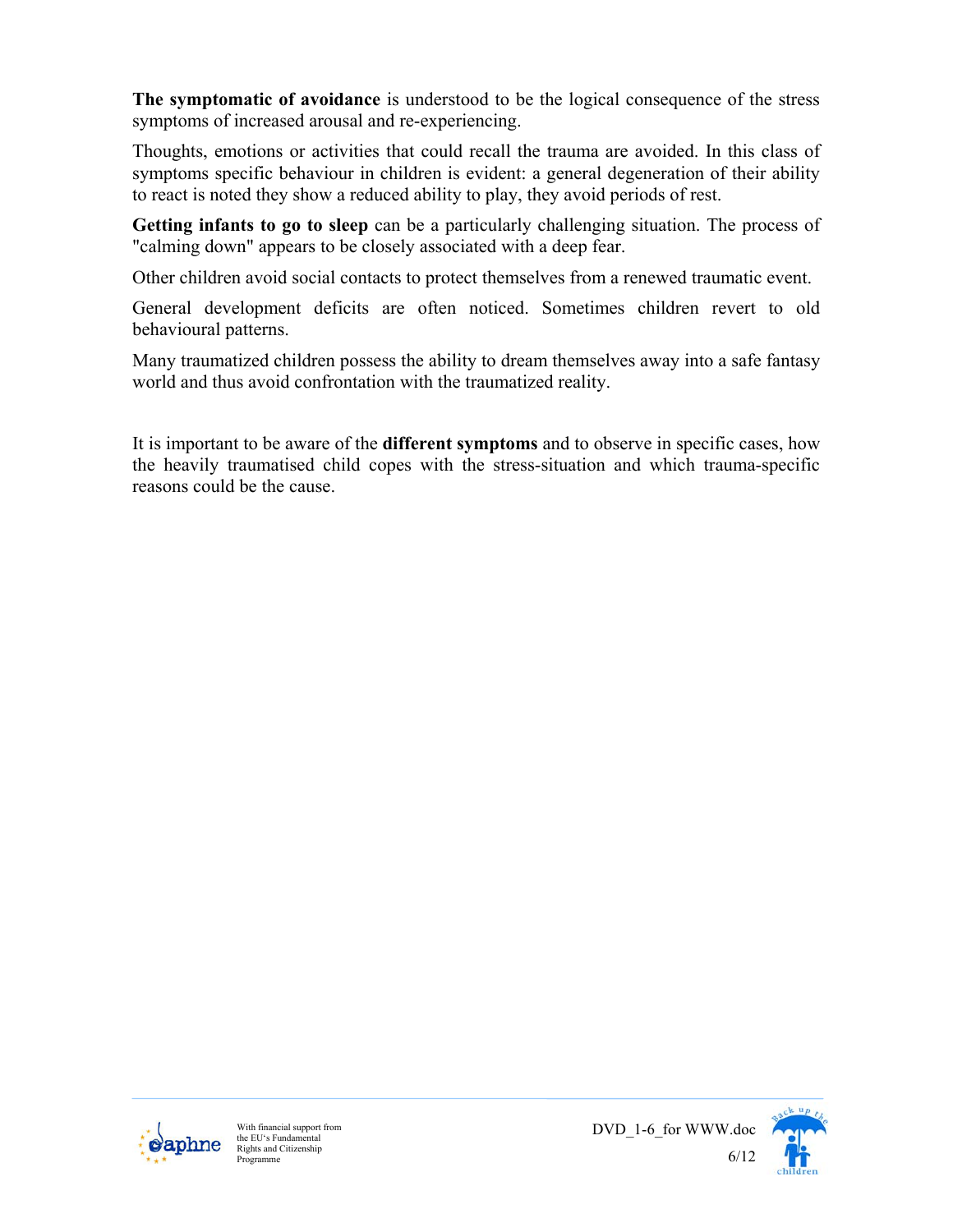**The symptomatic of avoidance** is understood to be the logical consequence of the stress symptoms of increased arousal and re-experiencing.

Thoughts, emotions or activities that could recall the trauma are avoided. In this class of symptoms specific behaviour in children is evident: a general degeneration of their ability to react is noted they show a reduced ability to play, they avoid periods of rest.

**Getting infants to go to sleep** can be a particularly challenging situation. The process of "calming down" appears to be closely associated with a deep fear.

Other children avoid social contacts to protect themselves from a renewed traumatic event.

General development deficits are often noticed. Sometimes children revert to old behavioural patterns.

Many traumatized children possess the ability to dream themselves away into a safe fantasy world and thus avoid confrontation with the traumatized reality.

It is important to be aware of the **different symptoms** and to observe in specific cases, how the heavily traumatised child copes with the stress-situation and which trauma-specific reasons could be the cause.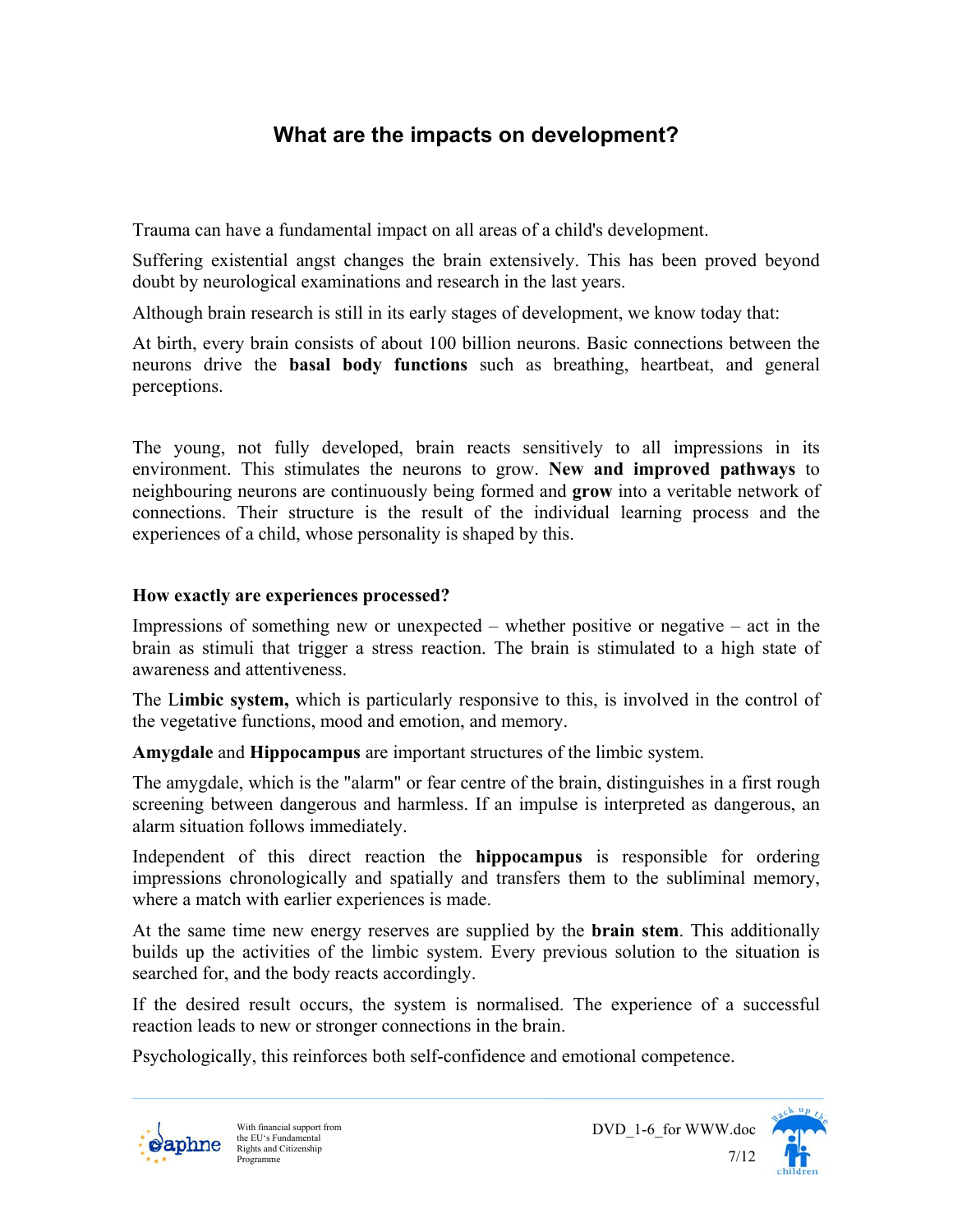## What are the impacts on development?

Trauma can have a fundamental impact on all areas of a child's development.

Suffering existential angst changes the brain extensively. This has been proved beyond doubt by neurological examinations and research in the last years.

Although brain research is still in its early stages of development, we know today that:

At birth, every brain consists of about 100 billion neurons. Basic connections between the neurons drive the **basal body functions** such as breathing, heartbeat, and general perceptions.

The young, not fully developed, brain reacts sensitively to all impressions in its environment. This stimulates the neurons to grow. **New and improved pathways** to neighbouring neurons are continuously being formed and **grow** into a veritable network of connections. Their structure is the result of the individual learning process and the experiences of a child, whose personality is shaped by this.

**How exactly are experiences processed?**

Impressions of something new or unexpected – whether positive or negative – act in the brain as stimuli that trigger a stress reaction. The brain is stimulated to a high state of awareness and attentiveness.

The L**imbic system,** which is particularly responsive to this, is involved in the control of the vegetative functions, mood and emotion, and memory.

**Amygdale** and **Hippocampus** are important structures of the limbic system.

The amygdale, which is the "alarm" or fear centre of the brain, distinguishes in a first rough screening between dangerous and harmless. If an impulse is interpreted as dangerous, an alarm situation follows immediately.

Independent of this direct reaction the **hippocampus** is responsible for ordering impressions chronologically and spatially and transfers them to the subliminal memory, where a match with earlier experiences is made.

At the same time new energy reserves are supplied by the **brain stem**. This additionally builds up the activities of the limbic system. Every previous solution to the situation is searched for, and the body reacts accordingly.

If the desired result occurs, the system is normalised. The experience of a successful reaction leads to new or stronger connections in the brain.

Psychologically, this reinforces both self-confidence and emotional competence.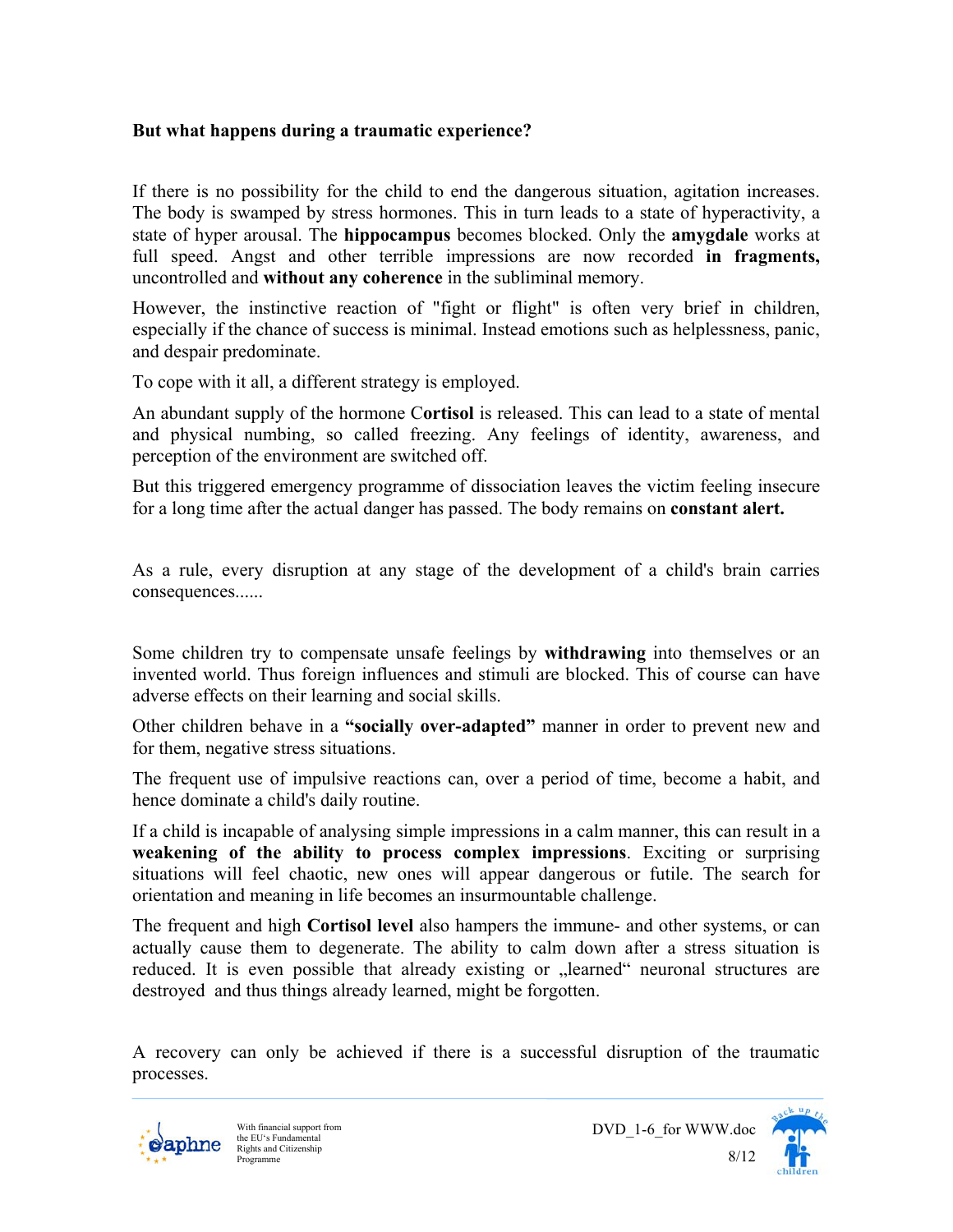**But what happens during a traumatic experience?**

If there is no possibility for the child to end the dangerous situation, agitation increases. The body is swamped by stress hormones. This in turn leads to a state of hyperactivity, a state of hyper arousal. The **hippocampus** becomes blocked. Only the **amygdale** works at full speed. Angst and other terrible impressions are now recorded **in fragments,** uncontrolled and **without any coherence** in the subliminal memory.

However, the instinctive reaction of "fight or flight" is often very brief in children, especially if the chance of success is minimal. Instead emotions such as helplessness, panic, and despair predominate.

To cope with it all, a different strategy is employed.

An abundant supply of the hormone C**ortisol** is released. This can lead to a state of mental and physical numbing, so called freezing. Any feelings of identity, awareness, and perception of the environment are switched off.

But this triggered emergency programme of dissociation leaves the victim feeling insecure for a long time after the actual danger has passed. The body remains on **constant alert.**

As a rule, every disruption at any stage of the development of a child's brain carries consequences......

Some children try to compensate unsafe feelings by **withdrawing** into themselves or an invented world. Thus foreign influences and stimuli are blocked. This of course can have adverse effects on their learning and social skills.

Other children behave in a **"socially over-adapted"** manner in order to prevent new and for them, negative stress situations.

The frequent use of impulsive reactions can, over a period of time, become a habit, and hence dominate a child's daily routine.

If a child is incapable of analysing simple impressions in a calm manner, this can result in a **weakening of the ability to process complex impressions**. Exciting or surprising situations will feel chaotic, new ones will appear dangerous or futile. The search for orientation and meaning in life becomes an insurmountable challenge.

The frequent and high **Cortisol level** also hampers the immune- and other systems, or can actually cause them to degenerate. The ability to calm down after a stress situation is reduced. It is even possible that already existing or „learned" neuronal structures are destroyed and thus things already learned, might be forgotten.

A recovery can only be achieved if there is a successful disruption of the traumatic processes.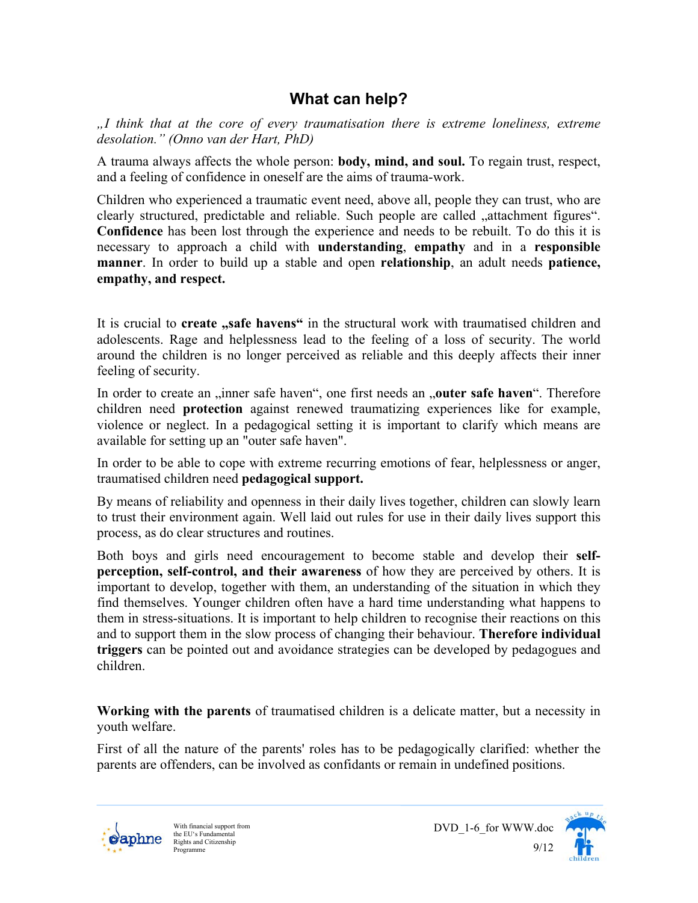## What can help?

*„I think that at the core of every traumatisation there is extreme loneliness, extreme desolation." (Onno van der Hart, PhD)*

A trauma always affects the whole person: **body, mind, and soul.** To regain trust, respect, and a feeling of confidence in oneself are the aims of trauma-work.

Children who experienced a traumatic event need, above all, people they can trust, who are clearly structured, predictable and reliable. Such people are called „attachment figures". **Confidence** has been lost through the experience and needs to be rebuilt. To do this it is necessary to approach a child with **understanding**, **empathy** and in a **responsible manner**. In order to build up a stable and open **relationship**, an adult needs **patience, empathy, and respect.**

It is crucial to **create „safe havens"** in the structural work with traumatised children and adolescents. Rage and helplessness lead to the feeling of a loss of security. The world around the children is no longer perceived as reliable and this deeply affects their inner feeling of security.

In order to create an „inner safe haven", one first needs an „**outer safe haven**". Therefore children need **protection** against renewed traumatizing experiences like for example, violence or neglect. In a pedagogical setting it is important to clarify which means are available for setting up an "outer safe haven".

In order to be able to cope with extreme recurring emotions of fear, helplessness or anger, traumatised children need **pedagogical support.**

By means of reliability and openness in their daily lives together, children can slowly learn to trust their environment again. Well laid out rules for use in their daily lives support this process, as do clear structures and routines.

Both boys and girls need encouragement to become stable and develop their **self-perception, self-control, and their awareness** of how they are perceived by others. It is important to develop, together with them, an understanding of the situation in which they find themselves. Younger children often have a hard time understanding what happens to them in stress-situations. It is important to help children to recognise their reactions on this and to support them in the slow process of changing their behaviour. **Therefore individual triggers** can be pointed out and avoidance strategies can be developed by pedagogues and children.

**Working with the parents** of traumatised children is a delicate matter, but a necessity in youth welfare.

First of all the nature of the parents' roles has to be pedagogically clarified: whether the parents are offenders, can be involved as confidants or remain in undefined positions.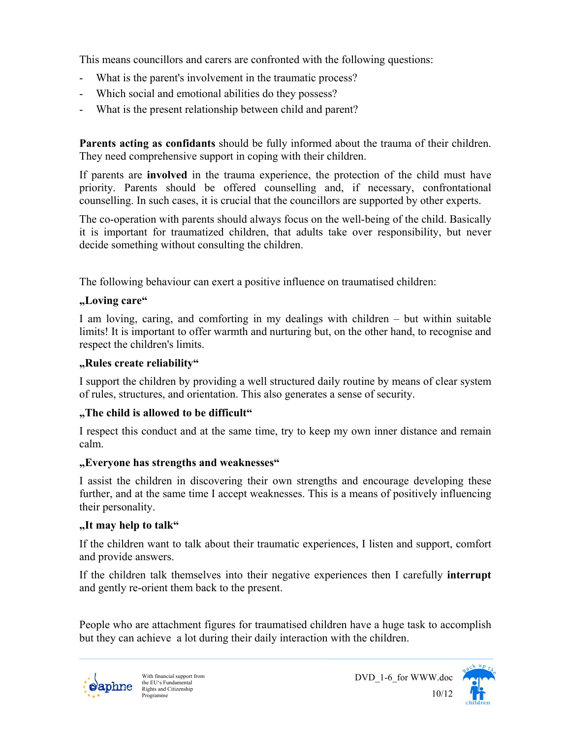This means councillors and carers are confronted with the following questions:

- What is the parent's involvement in the traumatic process?
- Which social and emotional abilities do they possess?
- What is the present relationship between child and parent?

**Parents acting as confidants** should be fully informed about the trauma of their children. They need comprehensive support in coping with their children.

If parents are **involved** in the trauma experience, the protection of the child must have priority. Parents should be offered counselling and, if necessary, confrontational counselling. In such cases, it is crucial that the councillors are supported by other experts.

The co-operation with parents should always focus on the well-being of the child. Basically it is important for traumatized children, that adults take over responsibility, but never decide something without consulting the children.

The following behaviour can exert a positive influence on traumatised children:

**„Loving care“**

I am loving, caring, and comforting in my dealings with children – but within suitable limits! It is important to offer warmth and nurturing but, on the other hand, to recognise and respect the children's limits.

**„Rules create reliability“**

I support the children by providing a well structured daily routine by means of clear system of rules, structures, and orientation. This also generates a sense of security.

**„The child is allowed to be difficult“**

I respect this conduct and at the same time, try to keep my own inner distance and remain calm.

**„Everyone has strengths and weaknesses“**

I assist the children in discovering their own strengths and encourage developing these further, and at the same time I accept weaknesses. This is a means of positively influencing their personality.

**„It may help to talk“**

If the children want to talk about their traumatic experiences, I listen and support, comfort and provide answers.

If the children talk themselves into their negative experiences then I carefully **interrupt** and gently re-orient them back to the present.

People who are attachment figures for traumatised children have a huge task to accomplish but they can achieve a lot during their daily interaction with the children.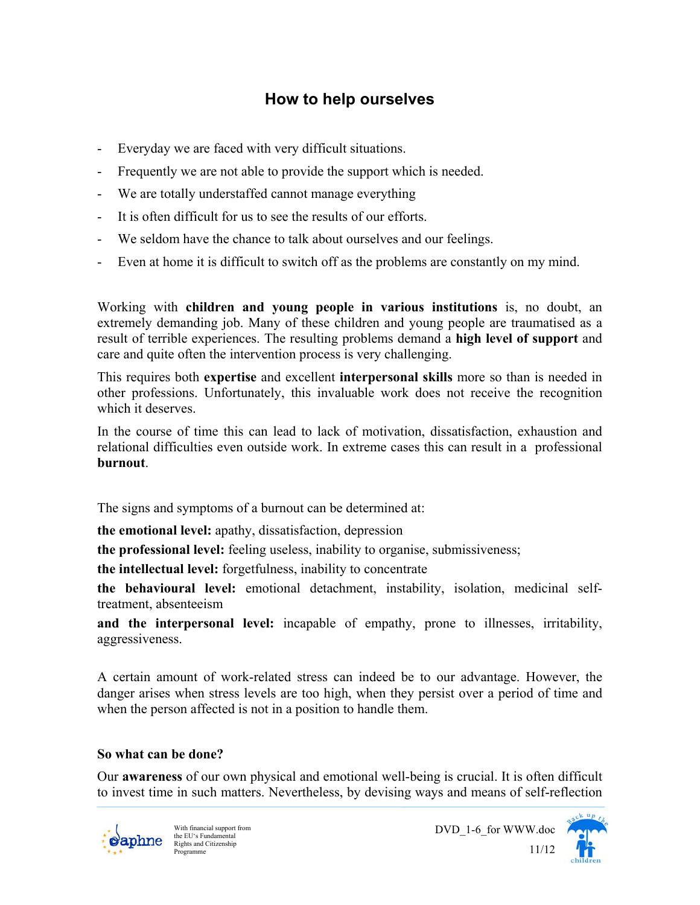# How to help ourselves

- Everyday we are faced with very difficult situations.
- Frequently we are not able to provide the support which is needed.
- We are totally understaffed cannot manage everything
- It is often difficult for us to see the results of our efforts.
- We seldom have the chance to talk about ourselves and our feelings.
- Even at home it is difficult to switch off as the problems are constantly on my mind.

Working with **children and young people in various institutions** is, no doubt, an extremely demanding job. Many of these children and young people are traumatised as a result of terrible experiences. The resulting problems demand a **high level of support** and care and quite often the intervention process is very challenging.

This requires both **expertise** and excellent **interpersonal skills** more so than is needed in other professions. Unfortunately, this invaluable work does not receive the recognition which it deserves.

In the course of time this can lead to lack of motivation, dissatisfaction, exhaustion and relational difficulties even outside work. In extreme cases this can result in a professional **burnout**.

The signs and symptoms of a burnout can be determined at:

**the emotional level:** apathy, dissatisfaction, depression

**the professional level:** feeling useless, inability to organise, submissiveness;

**the intellectual level:** forgetfulness, inability to concentrate

**the behavioural level:** emotional detachment, instability, isolation, medicinal self-treatment, absenteeism

**and the interpersonal level:** incapable of empathy, prone to illnesses, irritability, aggressiveness.

A certain amount of work-related stress can indeed be to our advantage. However, the danger arises when stress levels are too high, when they persist over a period of time and when the person affected is not in a position to handle them.

**So what can be done?**

Our **awareness** of our own physical and emotional well-being is crucial. It is often difficult to invest time in such matters. Nevertheless, by devising ways and means of self-reflection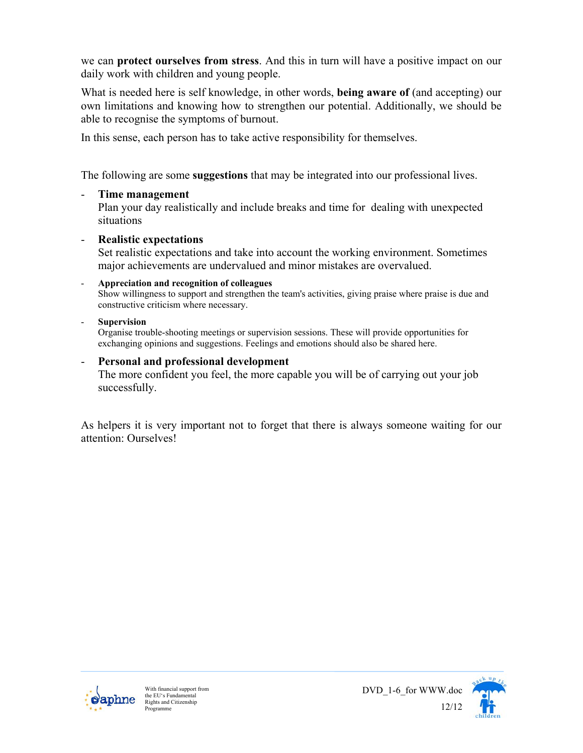we can **protect ourselves from stress**. And this in turn will have a positive impact on our daily work with children and young people.

What is needed here is self knowledge, in other words, **being aware of** (and accepting) our own limitations and knowing how to strengthen our potential. Additionally, we should be able to recognise the symptoms of burnout.

In this sense, each person has to take active responsibility for themselves.

The following are some **suggestions** that may be integrated into our professional lives.

- **Time management**
  Plan your day realistically and include breaks and time for dealing with unexpected situations
- **Realistic expectations**
  Set realistic expectations and take into account the working environment. Sometimes major achievements are undervalued and minor mistakes are overvalued.
- **Appreciation and recognition of colleagues**
  Show willingness to support and strengthen the team's activities, giving praise where praise is due and constructive criticism where necessary.
- **Supervision**
  Organise trouble-shooting meetings or supervision sessions. These will provide opportunities for exchanging opinions and suggestions. Feelings and emotions should also be shared here.
- **Personal and professional development**
  The more confident you feel, the more capable you will be of carrying out your job successfully.

As helpers it is very important not to forget that there is always someone waiting for our attention: Ourselves!